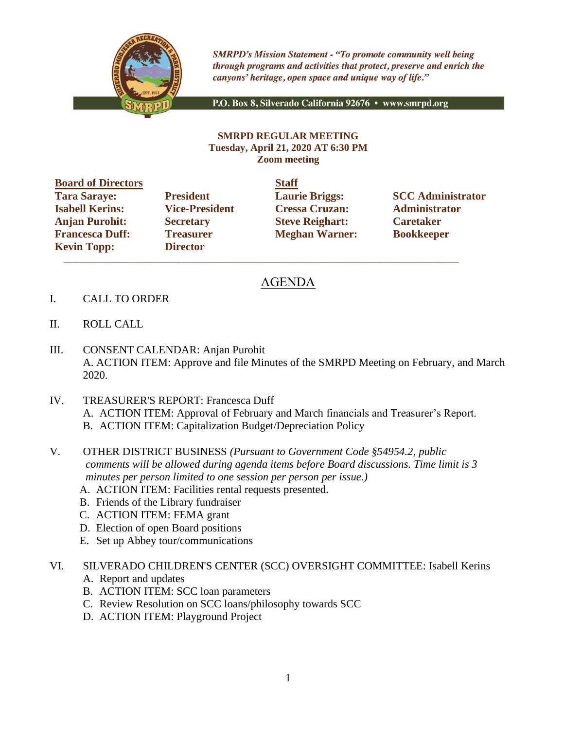*SMRPD's Mission Statement - "To promote community well being through programs and activities that protect, preserve and enrich the canyons' heritage, open space and unique way of life."*

**P.O. Box 8, Silverado California 92676 • www.smrpd.org**

**SMRPD REGULAR MEETING**
**Tuesday, April 21, 2020 AT 6:30 PM**
**Zoom meeting**

| **Board of Directors** | | **Staff** | |
|---|---|---|---|
| **Tara Saraye:** | **President** | **Laurie Briggs:** | **SCC Administrator** |
| **Isabell Kerins:** | **Vice-President** | **Cressa Cruzan:** | **Administrator** |
| **Anjan Purohit:** | **Secretary** | **Steve Reighart:** | **Caretaker** |
| **Francesca Duff:** | **Treasurer** | **Meghan Warner:** | **Bookkeeper** |
| **Kevin Topp:** | **Director** | | |

## AGENDA

I. CALL TO ORDER

II. ROLL CALL

III. CONSENT CALENDAR: Anjan Purohit
A. ACTION ITEM: Approve and file Minutes of the SMRPD Meeting on February, and March 2020.

IV. TREASURER'S REPORT: Francesca Duff
A. ACTION ITEM: Approval of February and March financials and Treasurer's Report.
B. ACTION ITEM: Capitalization Budget/Depreciation Policy

V. OTHER DISTRICT BUSINESS *(Pursuant to Government Code §54954.2, public comments will be allowed during agenda items before Board discussions. Time limit is 3 minutes per person limited to one session per person per issue.)*
A. ACTION ITEM: Facilities rental requests presented.
B. Friends of the Library fundraiser
C. ACTION ITEM: FEMA grant
D. Election of open Board positions
E. Set up Abbey tour/communications

VI. SILVERADO CHILDREN'S CENTER (SCC) OVERSIGHT COMMITTEE: Isabell Kerins
A. Report and updates
B. ACTION ITEM: SCC loan parameters
C. Review Resolution on SCC loans/philosophy towards SCC
D. ACTION ITEM: Playground Project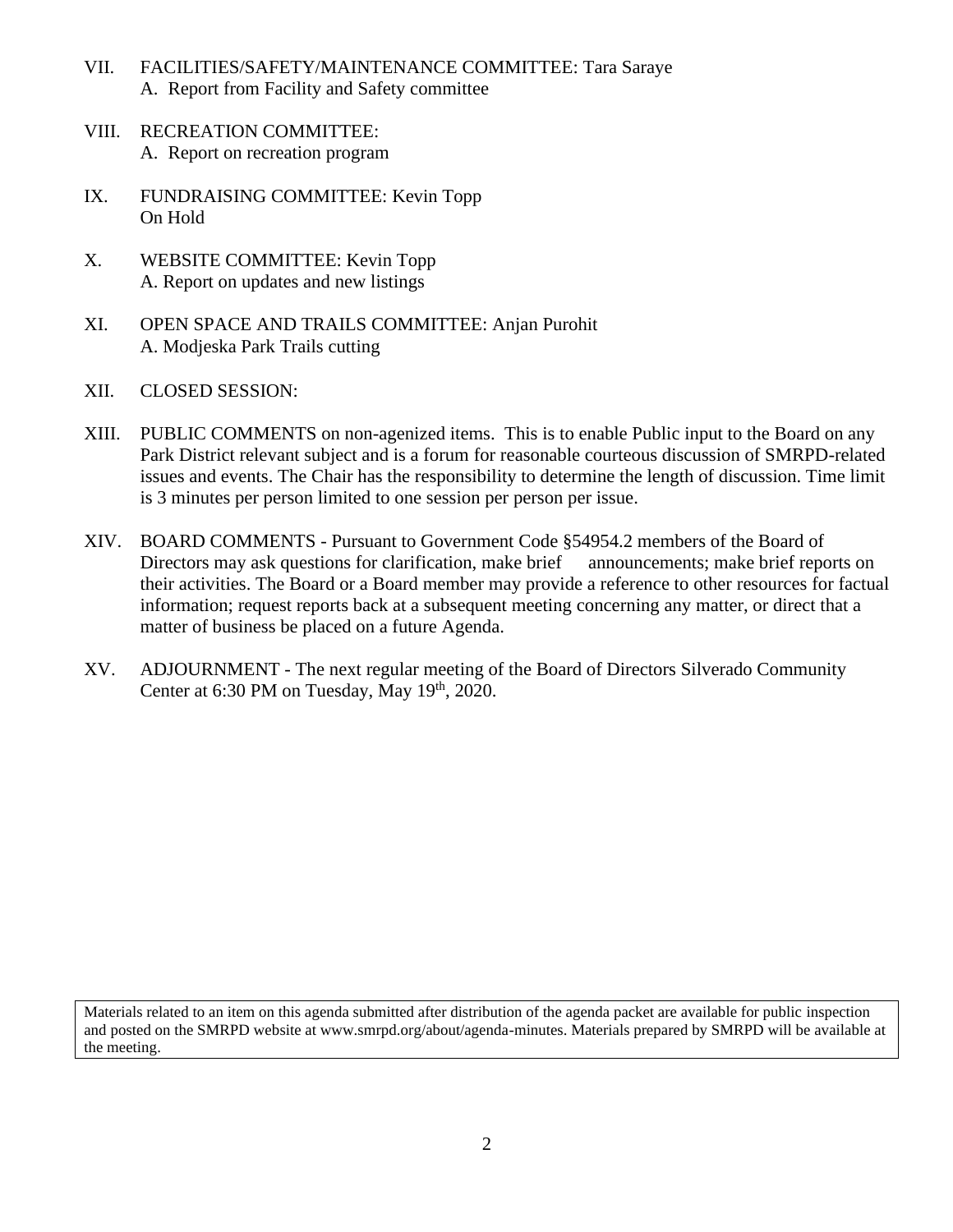VII. FACILITIES/SAFETY/MAINTENANCE COMMITTEE: Tara Saraye
   A. Report from Facility and Safety committee

VIII. RECREATION COMMITTEE:
   A. Report on recreation program

IX. FUNDRAISING COMMITTEE: Kevin Topp
   On Hold

X. WEBSITE COMMITTEE: Kevin Topp
   A. Report on updates and new listings

XI. OPEN SPACE AND TRAILS COMMITTEE: Anjan Purohit
   A. Modjeska Park Trails cutting

XII. CLOSED SESSION:

XIII. PUBLIC COMMENTS on non-agenized items. This is to enable Public input to the Board on any Park District relevant subject and is a forum for reasonable courteous discussion of SMRPD-related issues and events. The Chair has the responsibility to determine the length of discussion. Time limit is 3 minutes per person limited to one session per person per issue.

XIV. BOARD COMMENTS - Pursuant to Government Code §54954.2 members of the Board of Directors may ask questions for clarification, make brief announcements; make brief reports on their activities. The Board or a Board member may provide a reference to other resources for factual information; request reports back at a subsequent meeting concerning any matter, or direct that a matter of business be placed on a future Agenda.

XV. ADJOURNMENT - The next regular meeting of the Board of Directors Silverado Community Center at 6:30 PM on Tuesday, May 19th, 2020.

Materials related to an item on this agenda submitted after distribution of the agenda packet are available for public inspection and posted on the SMRPD website at www.smrpd.org/about/agenda-minutes. Materials prepared by SMRPD will be available at the meeting.